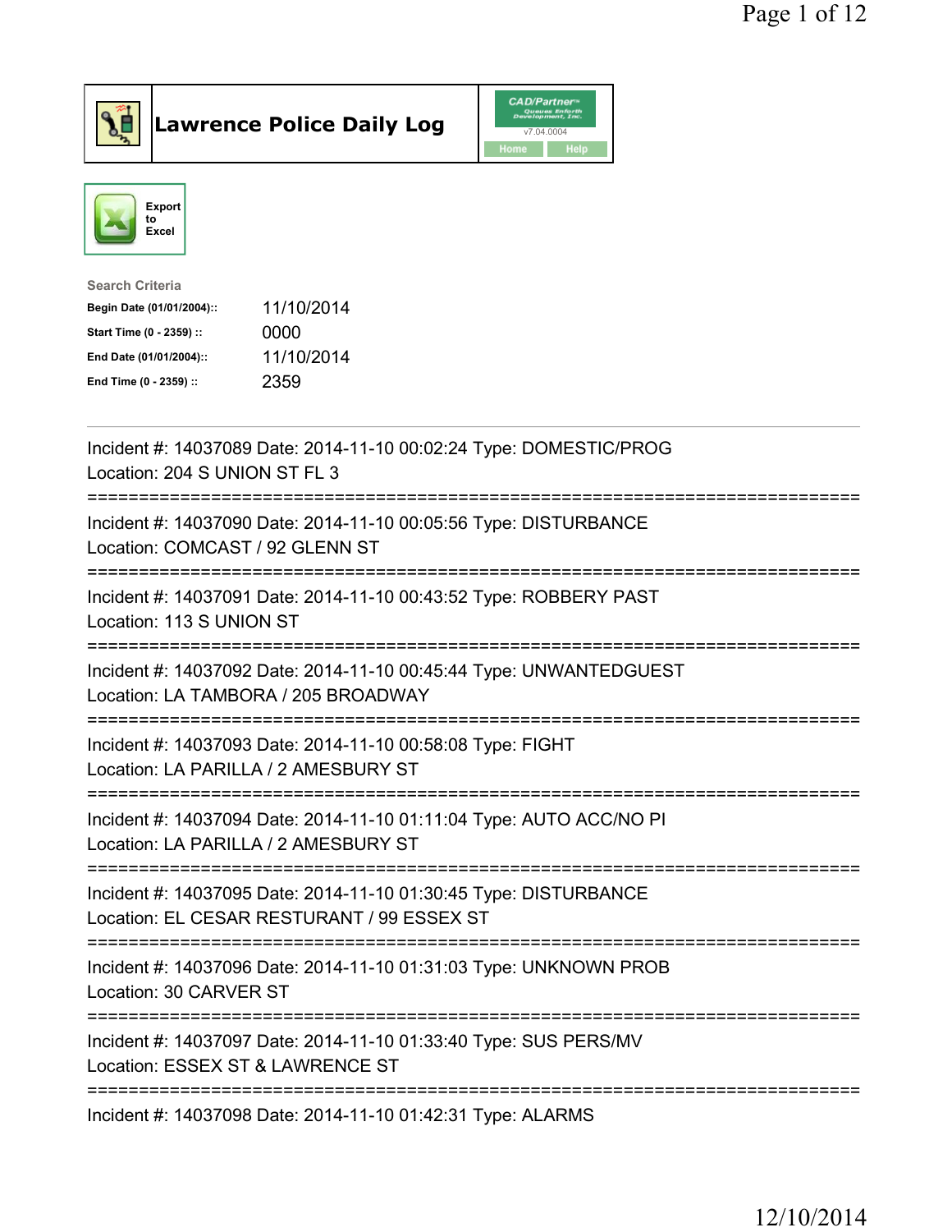# Lawrence Police Daily Log

CAD/Partner v7.04.0004

Home Help

Export to Excel

Search Criteria

| | |
|---|---|
| **Begin Date (01/01/2004)::** | 11/10/2014 |
| **Start Time (0 - 2359) ::** | 0000 |
| **End Date (01/01/2004)::** | 11/10/2014 |
| **End Time (0 - 2359) ::** | 2359 |

---

Incident #: 14037089 Date: 2014-11-10 00:02:24 Type: DOMESTIC/PROG
Location: 204 S UNION ST FL 3

===========================================================================

Incident #: 14037090 Date: 2014-11-10 00:05:56 Type: DISTURBANCE
Location: COMCAST / 92 GLENN ST

===========================================================================

Incident #: 14037091 Date: 2014-11-10 00:43:52 Type: ROBBERY PAST
Location: 113 S UNION ST

===========================================================================

Incident #: 14037092 Date: 2014-11-10 00:45:44 Type: UNWANTEDGUEST
Location: LA TAMBORA / 205 BROADWAY

===========================================================================

Incident #: 14037093 Date: 2014-11-10 00:58:08 Type: FIGHT
Location: LA PARILLA / 2 AMESBURY ST

===========================================================================

Incident #: 14037094 Date: 2014-11-10 01:11:04 Type: AUTO ACC/NO PI
Location: LA PARILLA / 2 AMESBURY ST

===========================================================================

Incident #: 14037095 Date: 2014-11-10 01:30:45 Type: DISTURBANCE
Location: EL CESAR RESTURANT / 99 ESSEX ST

===========================================================================

Incident #: 14037096 Date: 2014-11-10 01:31:03 Type: UNKNOWN PROB
Location: 30 CARVER ST

===========================================================================

Incident #: 14037097 Date: 2014-11-10 01:33:40 Type: SUS PERS/MV
Location: ESSEX ST & LAWRENCE ST

===========================================================================

Incident #: 14037098 Date: 2014-11-10 01:42:31 Type: ALARMS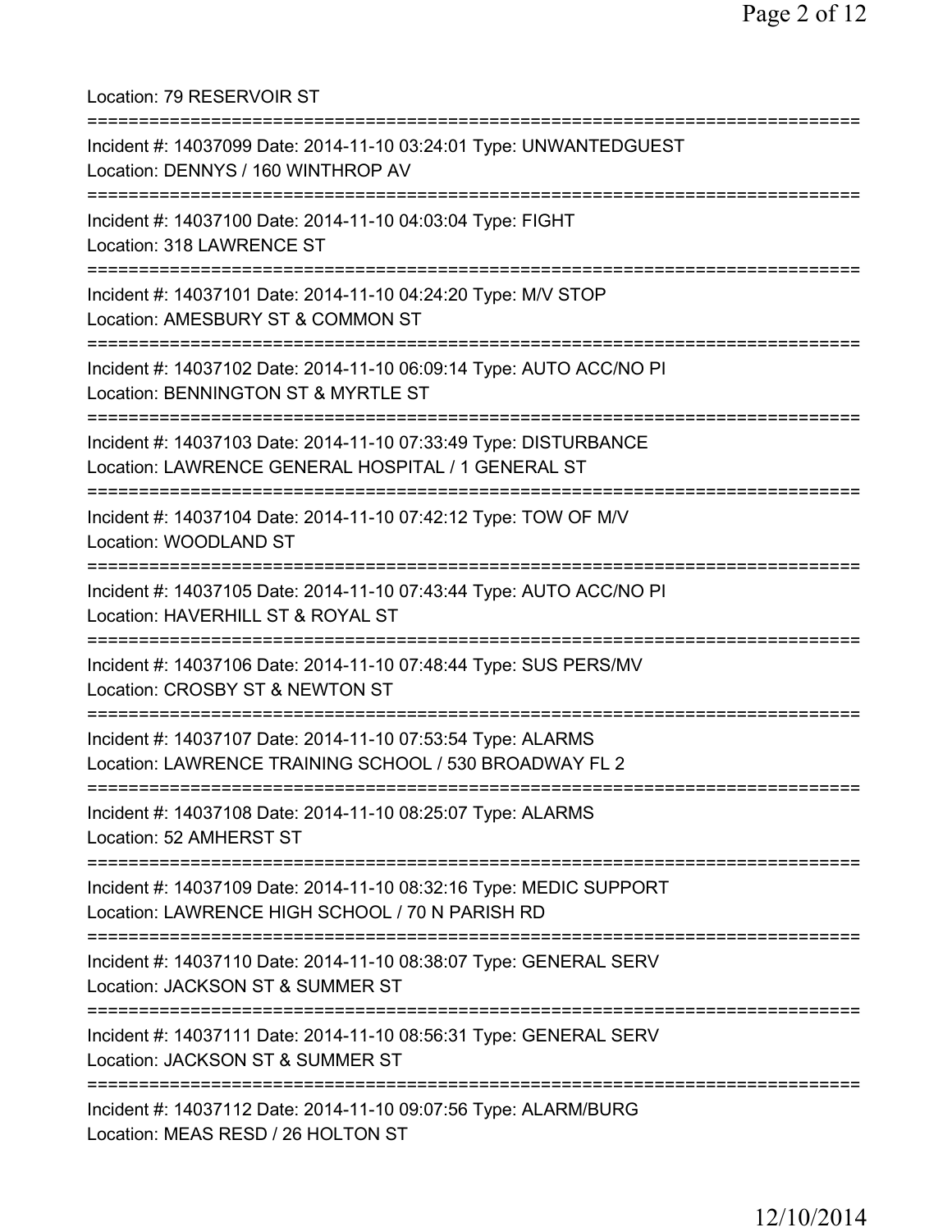Location: 79 RESERVOIR ST

===========================================================================

Incident #: 14037099 Date: 2014-11-10 03:24:01 Type: UNWANTEDGUEST
Location: DENNYS / 160 WINTHROP AV

===========================================================================

Incident #: 14037100 Date: 2014-11-10 04:03:04 Type: FIGHT
Location: 318 LAWRENCE ST

===========================================================================

Incident #: 14037101 Date: 2014-11-10 04:24:20 Type: M/V STOP
Location: AMESBURY ST & COMMON ST

===========================================================================

Incident #: 14037102 Date: 2014-11-10 06:09:14 Type: AUTO ACC/NO PI
Location: BENNINGTON ST & MYRTLE ST

===========================================================================

Incident #: 14037103 Date: 2014-11-10 07:33:49 Type: DISTURBANCE
Location: LAWRENCE GENERAL HOSPITAL / 1 GENERAL ST

===========================================================================

Incident #: 14037104 Date: 2014-11-10 07:42:12 Type: TOW OF M/V
Location: WOODLAND ST

===========================================================================

Incident #: 14037105 Date: 2014-11-10 07:43:44 Type: AUTO ACC/NO PI
Location: HAVERHILL ST & ROYAL ST

===========================================================================

Incident #: 14037106 Date: 2014-11-10 07:48:44 Type: SUS PERS/MV
Location: CROSBY ST & NEWTON ST

===========================================================================

Incident #: 14037107 Date: 2014-11-10 07:53:54 Type: ALARMS
Location: LAWRENCE TRAINING SCHOOL / 530 BROADWAY FL 2

===========================================================================

Incident #: 14037108 Date: 2014-11-10 08:25:07 Type: ALARMS
Location: 52 AMHERST ST

===========================================================================

Incident #: 14037109 Date: 2014-11-10 08:32:16 Type: MEDIC SUPPORT
Location: LAWRENCE HIGH SCHOOL / 70 N PARISH RD

===========================================================================

Incident #: 14037110 Date: 2014-11-10 08:38:07 Type: GENERAL SERV
Location: JACKSON ST & SUMMER ST

===========================================================================

Incident #: 14037111 Date: 2014-11-10 08:56:31 Type: GENERAL SERV
Location: JACKSON ST & SUMMER ST

===========================================================================

Incident #: 14037112 Date: 2014-11-10 09:07:56 Type: ALARM/BURG
Location: MEAS RESD / 26 HOLTON ST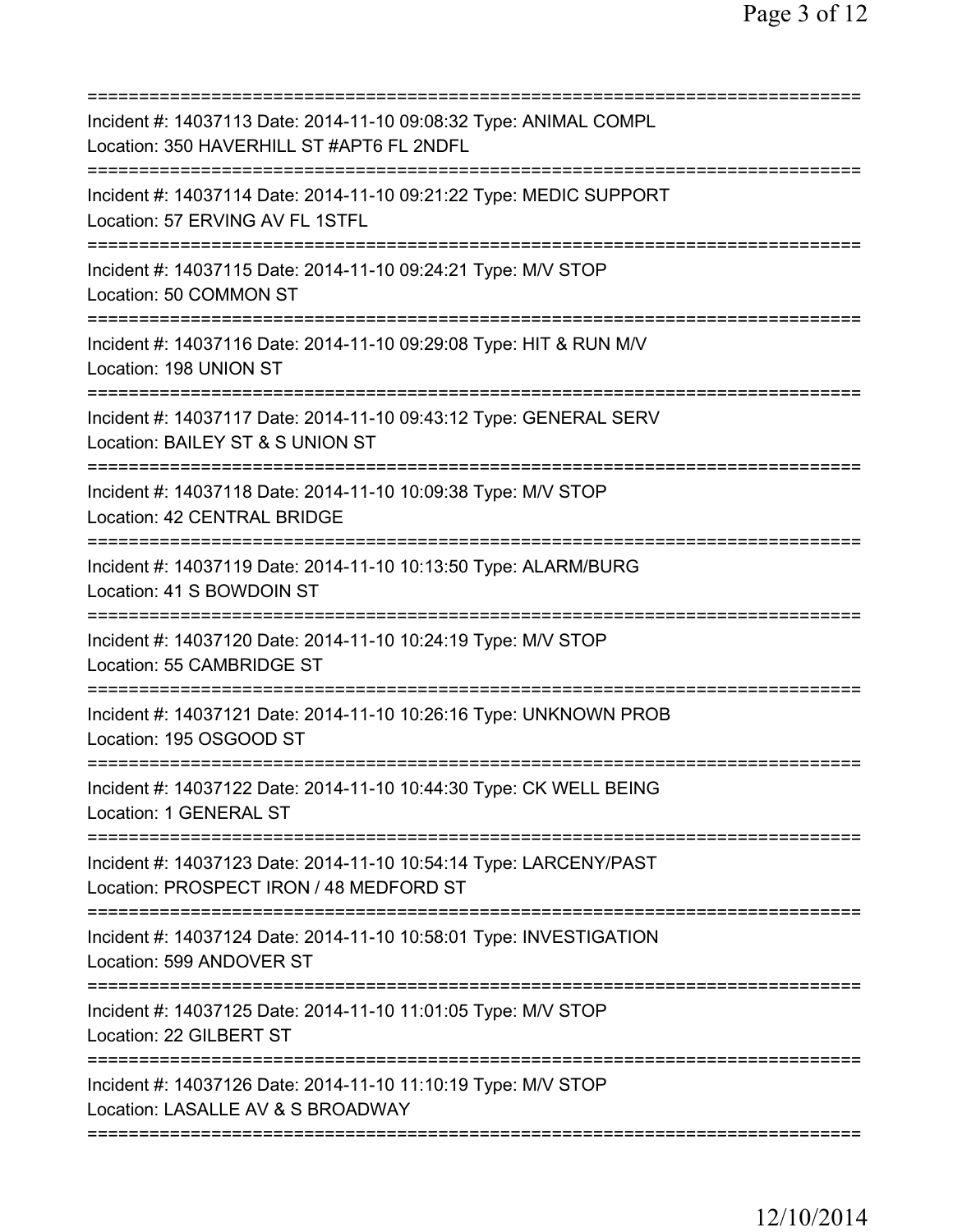==============================================================================
Incident #: 14037113 Date: 2014-11-10 09:08:32 Type: ANIMAL COMPL
Location: 350 HAVERHILL ST #APT6 FL 2NDFL
==============================================================================
Incident #: 14037114 Date: 2014-11-10 09:21:22 Type: MEDIC SUPPORT
Location: 57 ERVING AV FL 1STFL
==============================================================================
Incident #: 14037115 Date: 2014-11-10 09:24:21 Type: M/V STOP
Location: 50 COMMON ST
==============================================================================
Incident #: 14037116 Date: 2014-11-10 09:29:08 Type: HIT & RUN M/V
Location: 198 UNION ST
==============================================================================
Incident #: 14037117 Date: 2014-11-10 09:43:12 Type: GENERAL SERV
Location: BAILEY ST & S UNION ST
==============================================================================
Incident #: 14037118 Date: 2014-11-10 10:09:38 Type: M/V STOP
Location: 42 CENTRAL BRIDGE
==============================================================================
Incident #: 14037119 Date: 2014-11-10 10:13:50 Type: ALARM/BURG
Location: 41 S BOWDOIN ST
==============================================================================
Incident #: 14037120 Date: 2014-11-10 10:24:19 Type: M/V STOP
Location: 55 CAMBRIDGE ST
==============================================================================
Incident #: 14037121 Date: 2014-11-10 10:26:16 Type: UNKNOWN PROB
Location: 195 OSGOOD ST
==============================================================================
Incident #: 14037122 Date: 2014-11-10 10:44:30 Type: CK WELL BEING
Location: 1 GENERAL ST
==============================================================================
Incident #: 14037123 Date: 2014-11-10 10:54:14 Type: LARCENY/PAST
Location: PROSPECT IRON / 48 MEDFORD ST
==============================================================================
Incident #: 14037124 Date: 2014-11-10 10:58:01 Type: INVESTIGATION
Location: 599 ANDOVER ST
==============================================================================
Incident #: 14037125 Date: 2014-11-10 11:01:05 Type: M/V STOP
Location: 22 GILBERT ST
==============================================================================
Incident #: 14037126 Date: 2014-11-10 11:10:19 Type: M/V STOP
Location: LASALLE AV & S BROADWAY
==============================================================================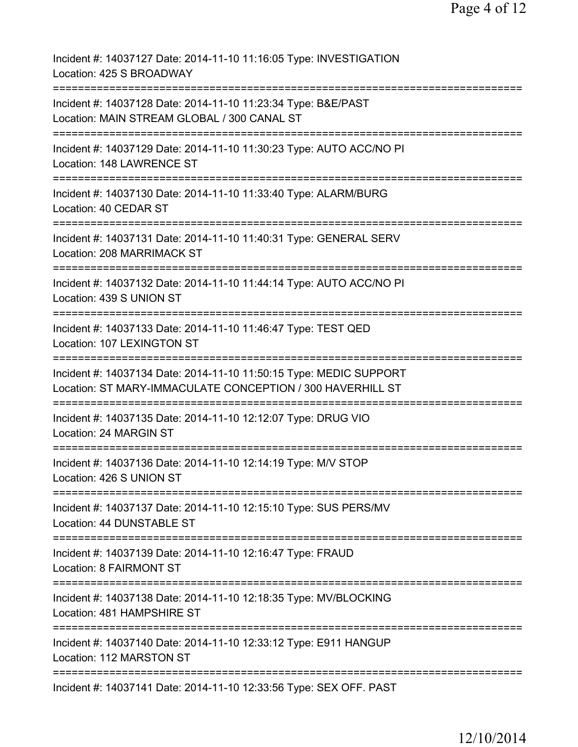Incident #: 14037127 Date: 2014-11-10 11:16:05 Type: INVESTIGATION
Location: 425 S BROADWAY
===========================================================================
Incident #: 14037128 Date: 2014-11-10 11:23:34 Type: B&E/PAST
Location: MAIN STREAM GLOBAL / 300 CANAL ST
===========================================================================
Incident #: 14037129 Date: 2014-11-10 11:30:23 Type: AUTO ACC/NO PI
Location: 148 LAWRENCE ST
===========================================================================
Incident #: 14037130 Date: 2014-11-10 11:33:40 Type: ALARM/BURG
Location: 40 CEDAR ST
===========================================================================
Incident #: 14037131 Date: 2014-11-10 11:40:31 Type: GENERAL SERV
Location: 208 MARRIMACK ST
===========================================================================
Incident #: 14037132 Date: 2014-11-10 11:44:14 Type: AUTO ACC/NO PI
Location: 439 S UNION ST
===========================================================================
Incident #: 14037133 Date: 2014-11-10 11:46:47 Type: TEST QED
Location: 107 LEXINGTON ST
===========================================================================
Incident #: 14037134 Date: 2014-11-10 11:50:15 Type: MEDIC SUPPORT
Location: ST MARY-IMMACULATE CONCEPTION / 300 HAVERHILL ST
===========================================================================
Incident #: 14037135 Date: 2014-11-10 12:12:07 Type: DRUG VIO
Location: 24 MARGIN ST
===========================================================================
Incident #: 14037136 Date: 2014-11-10 12:14:19 Type: M/V STOP
Location: 426 S UNION ST
===========================================================================
Incident #: 14037137 Date: 2014-11-10 12:15:10 Type: SUS PERS/MV
Location: 44 DUNSTABLE ST
===========================================================================
Incident #: 14037139 Date: 2014-11-10 12:16:47 Type: FRAUD
Location: 8 FAIRMONT ST
===========================================================================
Incident #: 14037138 Date: 2014-11-10 12:18:35 Type: MV/BLOCKING
Location: 481 HAMPSHIRE ST
===========================================================================
Incident #: 14037140 Date: 2014-11-10 12:33:12 Type: E911 HANGUP
Location: 112 MARSTON ST
===========================================================================
Incident #: 14037141 Date: 2014-11-10 12:33:56 Type: SEX OFF. PAST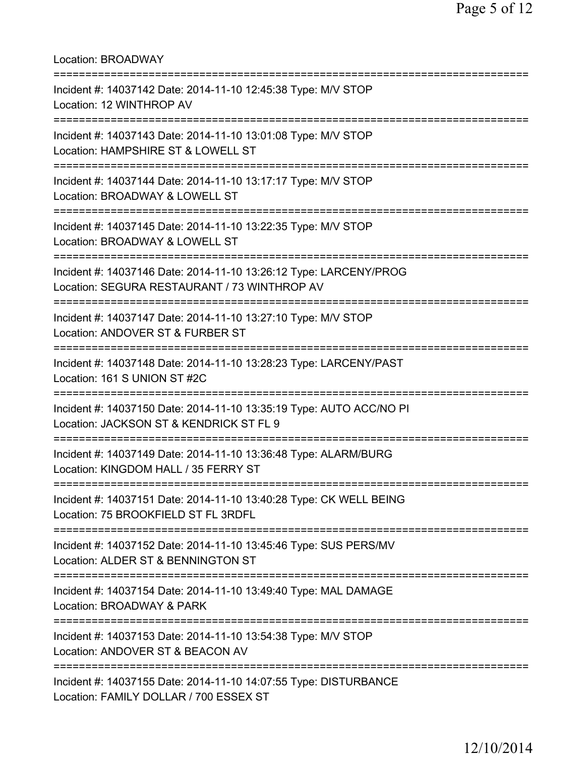Location: BROADWAY

===========================================================================

Incident #: 14037142 Date: 2014-11-10 12:45:38 Type: M/V STOP
Location: 12 WINTHROP AV

===========================================================================

Incident #: 14037143 Date: 2014-11-10 13:01:08 Type: M/V STOP
Location: HAMPSHIRE ST & LOWELL ST

===========================================================================

Incident #: 14037144 Date: 2014-11-10 13:17:17 Type: M/V STOP
Location: BROADWAY & LOWELL ST

===========================================================================

Incident #: 14037145 Date: 2014-11-10 13:22:35 Type: M/V STOP
Location: BROADWAY & LOWELL ST

===========================================================================

Incident #: 14037146 Date: 2014-11-10 13:26:12 Type: LARCENY/PROG
Location: SEGURA RESTAURANT / 73 WINTHROP AV

===========================================================================

Incident #: 14037147 Date: 2014-11-10 13:27:10 Type: M/V STOP
Location: ANDOVER ST & FURBER ST

===========================================================================

Incident #: 14037148 Date: 2014-11-10 13:28:23 Type: LARCENY/PAST
Location: 161 S UNION ST #2C

===========================================================================

Incident #: 14037150 Date: 2014-11-10 13:35:19 Type: AUTO ACC/NO PI
Location: JACKSON ST & KENDRICK ST FL 9

===========================================================================

Incident #: 14037149 Date: 2014-11-10 13:36:48 Type: ALARM/BURG
Location: KINGDOM HALL / 35 FERRY ST

===========================================================================

Incident #: 14037151 Date: 2014-11-10 13:40:28 Type: CK WELL BEING
Location: 75 BROOKFIELD ST FL 3RDFL

===========================================================================

Incident #: 14037152 Date: 2014-11-10 13:45:46 Type: SUS PERS/MV
Location: ALDER ST & BENNINGTON ST

===========================================================================

Incident #: 14037154 Date: 2014-11-10 13:49:40 Type: MAL DAMAGE
Location: BROADWAY & PARK

===========================================================================

Incident #: 14037153 Date: 2014-11-10 13:54:38 Type: M/V STOP
Location: ANDOVER ST & BEACON AV

===========================================================================

Incident #: 14037155 Date: 2014-11-10 14:07:55 Type: DISTURBANCE
Location: FAMILY DOLLAR / 700 ESSEX ST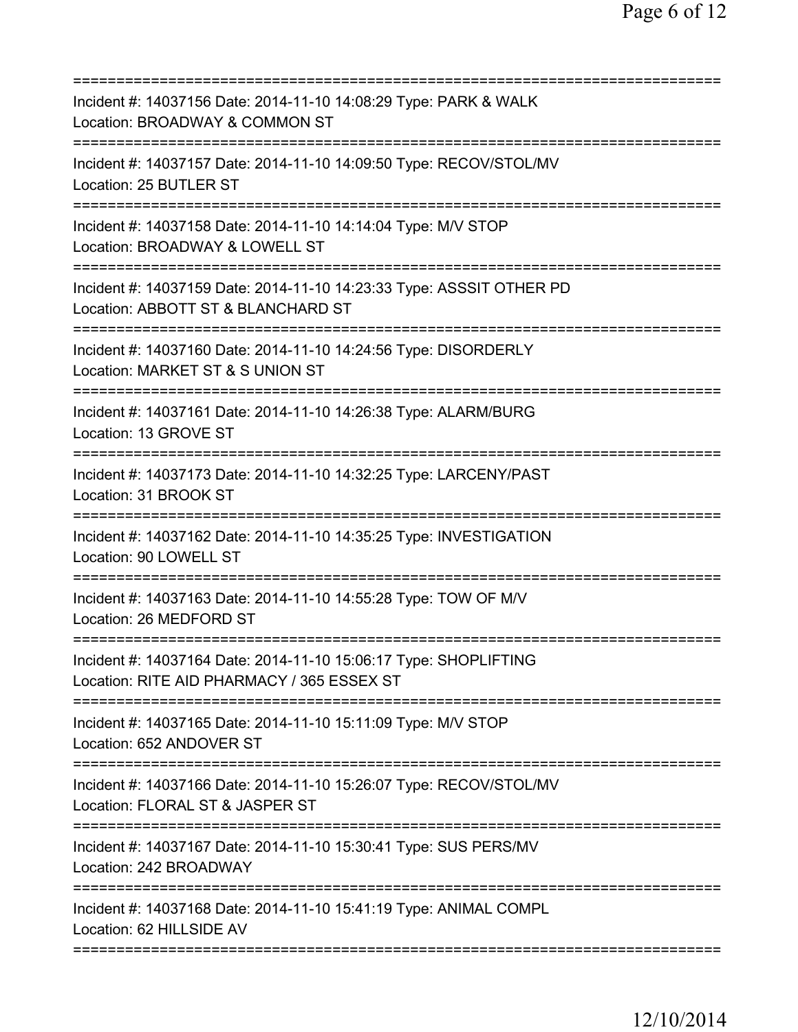===========================================================================
Incident #: 14037156 Date: 2014-11-10 14:08:29 Type: PARK & WALK
Location: BROADWAY & COMMON ST
===========================================================================
Incident #: 14037157 Date: 2014-11-10 14:09:50 Type: RECOV/STOL/MV
Location: 25 BUTLER ST
===========================================================================
Incident #: 14037158 Date: 2014-11-10 14:14:04 Type: M/V STOP
Location: BROADWAY & LOWELL ST
===========================================================================
Incident #: 14037159 Date: 2014-11-10 14:23:33 Type: ASSSIT OTHER PD
Location: ABBOTT ST & BLANCHARD ST
===========================================================================
Incident #: 14037160 Date: 2014-11-10 14:24:56 Type: DISORDERLY
Location: MARKET ST & S UNION ST
===========================================================================
Incident #: 14037161 Date: 2014-11-10 14:26:38 Type: ALARM/BURG
Location: 13 GROVE ST
===========================================================================
Incident #: 14037173 Date: 2014-11-10 14:32:25 Type: LARCENY/PAST
Location: 31 BROOK ST
===========================================================================
Incident #: 14037162 Date: 2014-11-10 14:35:25 Type: INVESTIGATION
Location: 90 LOWELL ST
===========================================================================
Incident #: 14037163 Date: 2014-11-10 14:55:28 Type: TOW OF M/V
Location: 26 MEDFORD ST
===========================================================================
Incident #: 14037164 Date: 2014-11-10 15:06:17 Type: SHOPLIFTING
Location: RITE AID PHARMACY / 365 ESSEX ST
===========================================================================
Incident #: 14037165 Date: 2014-11-10 15:11:09 Type: M/V STOP
Location: 652 ANDOVER ST
===========================================================================
Incident #: 14037166 Date: 2014-11-10 15:26:07 Type: RECOV/STOL/MV
Location: FLORAL ST & JASPER ST
===========================================================================
Incident #: 14037167 Date: 2014-11-10 15:30:41 Type: SUS PERS/MV
Location: 242 BROADWAY
===========================================================================
Incident #: 14037168 Date: 2014-11-10 15:41:19 Type: ANIMAL COMPL
Location: 62 HILLSIDE AV
===========================================================================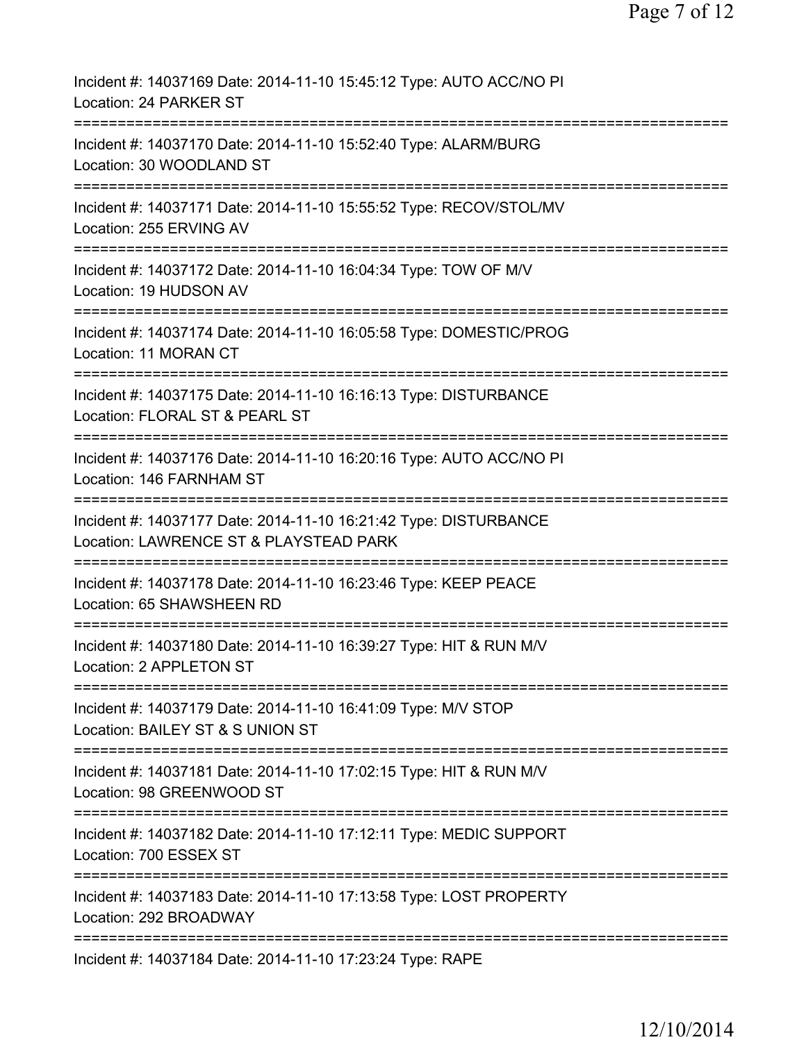Incident #: 14037169 Date: 2014-11-10 15:45:12 Type: AUTO ACC/NO PI
Location: 24 PARKER ST
===========================================================================
Incident #: 14037170 Date: 2014-11-10 15:52:40 Type: ALARM/BURG
Location: 30 WOODLAND ST
===========================================================================
Incident #: 14037171 Date: 2014-11-10 15:55:52 Type: RECOV/STOL/MV
Location: 255 ERVING AV
===========================================================================
Incident #: 14037172 Date: 2014-11-10 16:04:34 Type: TOW OF M/V
Location: 19 HUDSON AV
===========================================================================
Incident #: 14037174 Date: 2014-11-10 16:05:58 Type: DOMESTIC/PROG
Location: 11 MORAN CT
===========================================================================
Incident #: 14037175 Date: 2014-11-10 16:16:13 Type: DISTURBANCE
Location: FLORAL ST & PEARL ST
===========================================================================
Incident #: 14037176 Date: 2014-11-10 16:20:16 Type: AUTO ACC/NO PI
Location: 146 FARNHAM ST
===========================================================================
Incident #: 14037177 Date: 2014-11-10 16:21:42 Type: DISTURBANCE
Location: LAWRENCE ST & PLAYSTEAD PARK
===========================================================================
Incident #: 14037178 Date: 2014-11-10 16:23:46 Type: KEEP PEACE
Location: 65 SHAWSHEEN RD
===========================================================================
Incident #: 14037180 Date: 2014-11-10 16:39:27 Type: HIT & RUN M/V
Location: 2 APPLETON ST
===========================================================================
Incident #: 14037179 Date: 2014-11-10 16:41:09 Type: M/V STOP
Location: BAILEY ST & S UNION ST
===========================================================================
Incident #: 14037181 Date: 2014-11-10 17:02:15 Type: HIT & RUN M/V
Location: 98 GREENWOOD ST
===========================================================================
Incident #: 14037182 Date: 2014-11-10 17:12:11 Type: MEDIC SUPPORT
Location: 700 ESSEX ST
===========================================================================
Incident #: 14037183 Date: 2014-11-10 17:13:58 Type: LOST PROPERTY
Location: 292 BROADWAY
===========================================================================
Incident #: 14037184 Date: 2014-11-10 17:23:24 Type: RAPE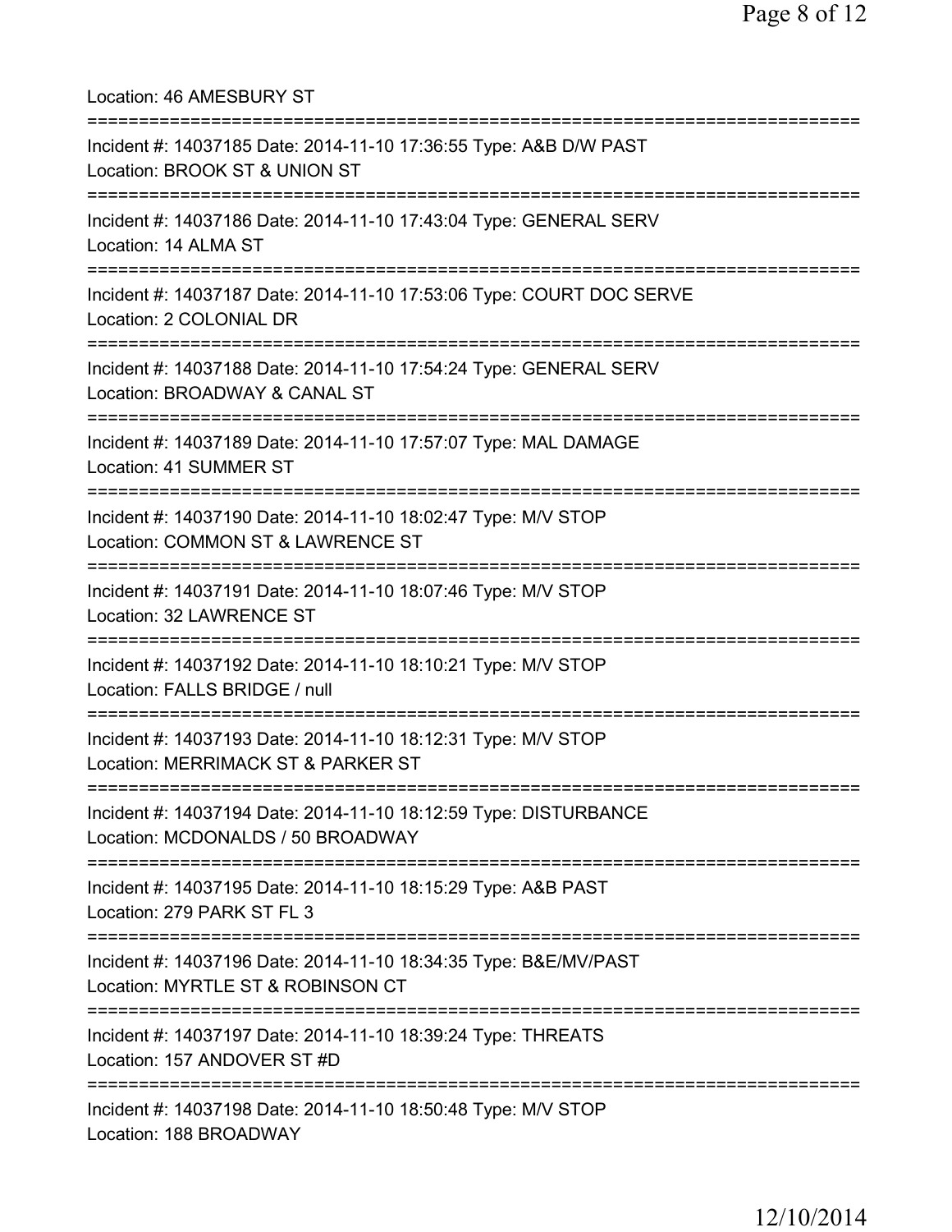Location: 46 AMESBURY ST

===========================================================================

Incident #: 14037185 Date: 2014-11-10 17:36:55 Type: A&B D/W PAST
Location: BROOK ST & UNION ST

===========================================================================

Incident #: 14037186 Date: 2014-11-10 17:43:04 Type: GENERAL SERV
Location: 14 ALMA ST

===========================================================================

Incident #: 14037187 Date: 2014-11-10 17:53:06 Type: COURT DOC SERVE
Location: 2 COLONIAL DR

===========================================================================

Incident #: 14037188 Date: 2014-11-10 17:54:24 Type: GENERAL SERV
Location: BROADWAY & CANAL ST

===========================================================================

Incident #: 14037189 Date: 2014-11-10 17:57:07 Type: MAL DAMAGE
Location: 41 SUMMER ST

===========================================================================

Incident #: 14037190 Date: 2014-11-10 18:02:47 Type: M/V STOP
Location: COMMON ST & LAWRENCE ST

===========================================================================

Incident #: 14037191 Date: 2014-11-10 18:07:46 Type: M/V STOP
Location: 32 LAWRENCE ST

===========================================================================

Incident #: 14037192 Date: 2014-11-10 18:10:21 Type: M/V STOP
Location: FALLS BRIDGE / null

===========================================================================

Incident #: 14037193 Date: 2014-11-10 18:12:31 Type: M/V STOP
Location: MERRIMACK ST & PARKER ST

===========================================================================

Incident #: 14037194 Date: 2014-11-10 18:12:59 Type: DISTURBANCE
Location: MCDONALDS / 50 BROADWAY

===========================================================================

Incident #: 14037195 Date: 2014-11-10 18:15:29 Type: A&B PAST
Location: 279 PARK ST FL 3

===========================================================================

Incident #: 14037196 Date: 2014-11-10 18:34:35 Type: B&E/MV/PAST
Location: MYRTLE ST & ROBINSON CT

===========================================================================

Incident #: 14037197 Date: 2014-11-10 18:39:24 Type: THREATS
Location: 157 ANDOVER ST #D

===========================================================================

Incident #: 14037198 Date: 2014-11-10 18:50:48 Type: M/V STOP
Location: 188 BROADWAY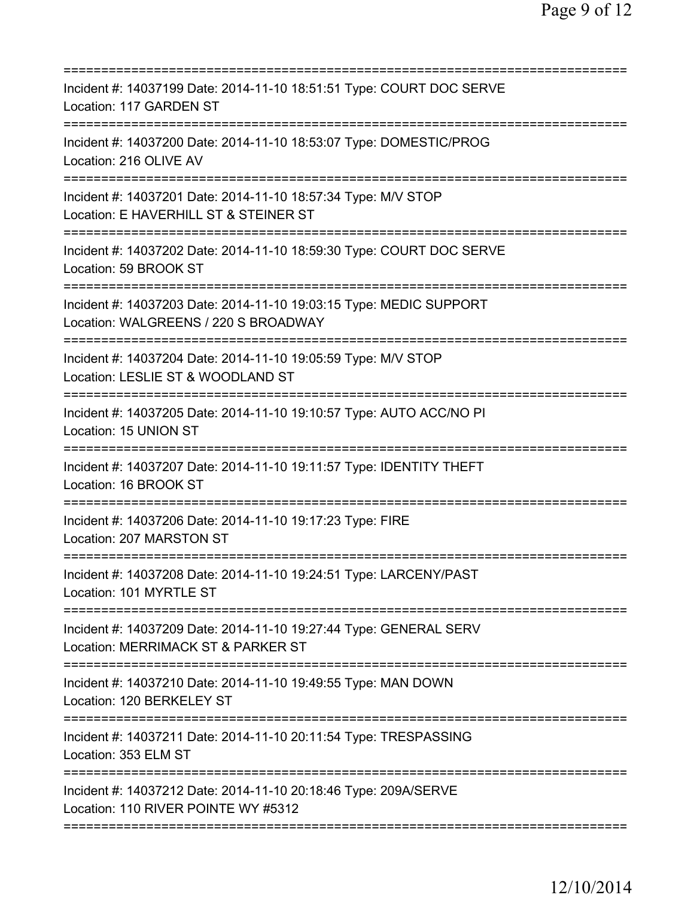===========================================================================
Incident #: 14037199 Date: 2014-11-10 18:51:51 Type: COURT DOC SERVE
Location: 117 GARDEN ST
===========================================================================
Incident #: 14037200 Date: 2014-11-10 18:53:07 Type: DOMESTIC/PROG
Location: 216 OLIVE AV
===========================================================================
Incident #: 14037201 Date: 2014-11-10 18:57:34 Type: M/V STOP
Location: E HAVERHILL ST & STEINER ST
===========================================================================
Incident #: 14037202 Date: 2014-11-10 18:59:30 Type: COURT DOC SERVE
Location: 59 BROOK ST
===========================================================================
Incident #: 14037203 Date: 2014-11-10 19:03:15 Type: MEDIC SUPPORT
Location: WALGREENS / 220 S BROADWAY
===========================================================================
Incident #: 14037204 Date: 2014-11-10 19:05:59 Type: M/V STOP
Location: LESLIE ST & WOODLAND ST
===========================================================================
Incident #: 14037205 Date: 2014-11-10 19:10:57 Type: AUTO ACC/NO PI
Location: 15 UNION ST
===========================================================================
Incident #: 14037207 Date: 2014-11-10 19:11:57 Type: IDENTITY THEFT
Location: 16 BROOK ST
===========================================================================
Incident #: 14037206 Date: 2014-11-10 19:17:23 Type: FIRE
Location: 207 MARSTON ST
===========================================================================
Incident #: 14037208 Date: 2014-11-10 19:24:51 Type: LARCENY/PAST
Location: 101 MYRTLE ST
===========================================================================
Incident #: 14037209 Date: 2014-11-10 19:27:44 Type: GENERAL SERV
Location: MERRIMACK ST & PARKER ST
===========================================================================
Incident #: 14037210 Date: 2014-11-10 19:49:55 Type: MAN DOWN
Location: 120 BERKELEY ST
===========================================================================
Incident #: 14037211 Date: 2014-11-10 20:11:54 Type: TRESPASSING
Location: 353 ELM ST
===========================================================================
Incident #: 14037212 Date: 2014-11-10 20:18:46 Type: 209A/SERVE
Location: 110 RIVER POINTE WY #5312
===========================================================================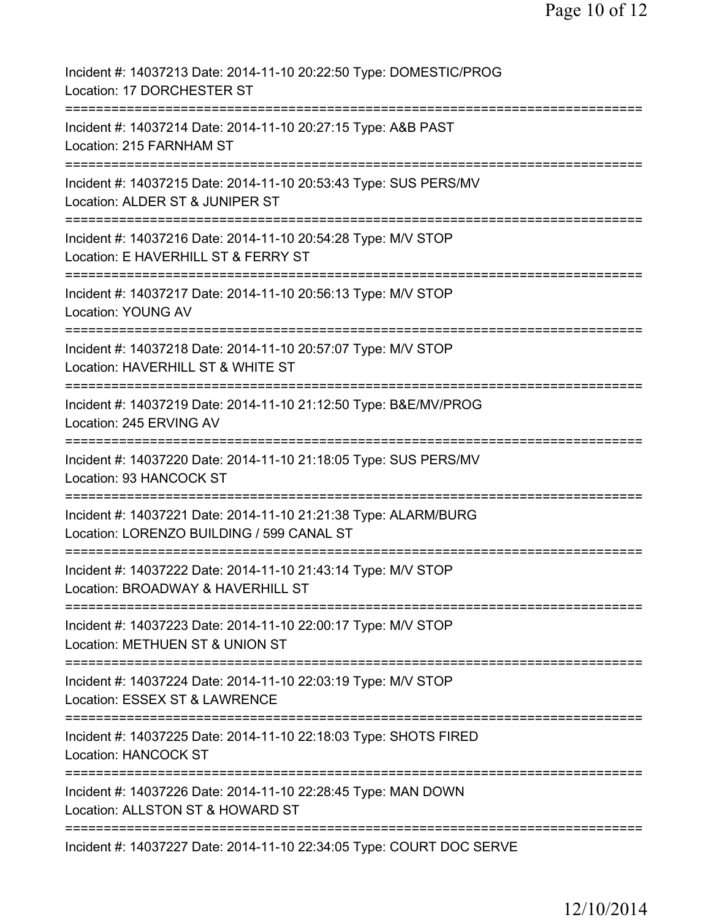Incident #: 14037213 Date: 2014-11-10 20:22:50 Type: DOMESTIC/PROG
Location: 17 DORCHESTER ST
===========================================================================
Incident #: 14037214 Date: 2014-11-10 20:27:15 Type: A&B PAST
Location: 215 FARNHAM ST
===========================================================================
Incident #: 14037215 Date: 2014-11-10 20:53:43 Type: SUS PERS/MV
Location: ALDER ST & JUNIPER ST
===========================================================================
Incident #: 14037216 Date: 2014-11-10 20:54:28 Type: M/V STOP
Location: E HAVERHILL ST & FERRY ST
===========================================================================
Incident #: 14037217 Date: 2014-11-10 20:56:13 Type: M/V STOP
Location: YOUNG AV
===========================================================================
Incident #: 14037218 Date: 2014-11-10 20:57:07 Type: M/V STOP
Location: HAVERHILL ST & WHITE ST
===========================================================================
Incident #: 14037219 Date: 2014-11-10 21:12:50 Type: B&E/MV/PROG
Location: 245 ERVING AV
===========================================================================
Incident #: 14037220 Date: 2014-11-10 21:18:05 Type: SUS PERS/MV
Location: 93 HANCOCK ST
===========================================================================
Incident #: 14037221 Date: 2014-11-10 21:21:38 Type: ALARM/BURG
Location: LORENZO BUILDING / 599 CANAL ST
===========================================================================
Incident #: 14037222 Date: 2014-11-10 21:43:14 Type: M/V STOP
Location: BROADWAY & HAVERHILL ST
===========================================================================
Incident #: 14037223 Date: 2014-11-10 22:00:17 Type: M/V STOP
Location: METHUEN ST & UNION ST
===========================================================================
Incident #: 14037224 Date: 2014-11-10 22:03:19 Type: M/V STOP
Location: ESSEX ST & LAWRENCE
===========================================================================
Incident #: 14037225 Date: 2014-11-10 22:18:03 Type: SHOTS FIRED
Location: HANCOCK ST
===========================================================================
Incident #: 14037226 Date: 2014-11-10 22:28:45 Type: MAN DOWN
Location: ALLSTON ST & HOWARD ST
===========================================================================
Incident #: 14037227 Date: 2014-11-10 22:34:05 Type: COURT DOC SERVE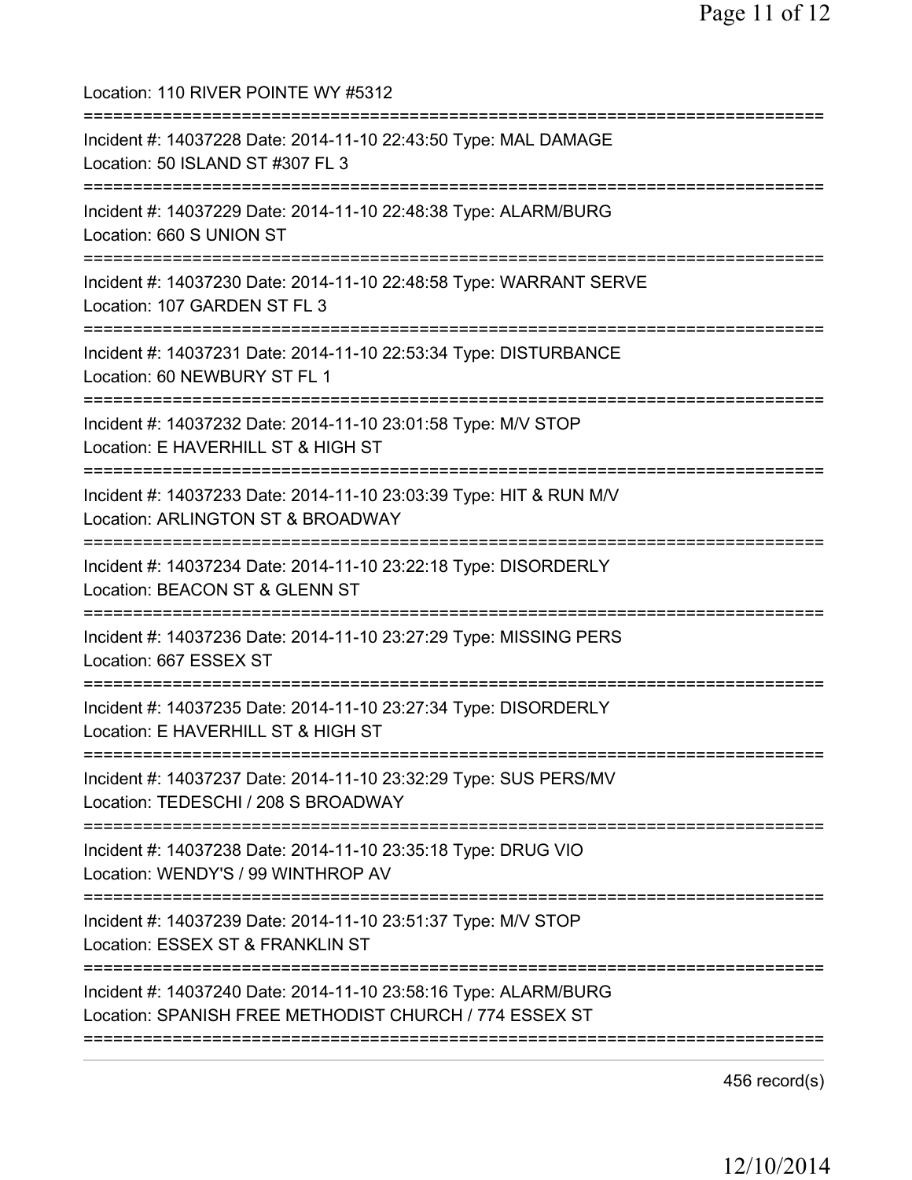Location: 110 RIVER POINTE WY #5312

===========================================================================

Incident #: 14037228 Date: 2014-11-10 22:43:50 Type: MAL DAMAGE
Location: 50 ISLAND ST #307 FL 3

===========================================================================

Incident #: 14037229 Date: 2014-11-10 22:48:38 Type: ALARM/BURG
Location: 660 S UNION ST

===========================================================================

Incident #: 14037230 Date: 2014-11-10 22:48:58 Type: WARRANT SERVE
Location: 107 GARDEN ST FL 3

===========================================================================

Incident #: 14037231 Date: 2014-11-10 22:53:34 Type: DISTURBANCE
Location: 60 NEWBURY ST FL 1

===========================================================================

Incident #: 14037232 Date: 2014-11-10 23:01:58 Type: M/V STOP
Location: E HAVERHILL ST & HIGH ST

===========================================================================

Incident #: 14037233 Date: 2014-11-10 23:03:39 Type: HIT & RUN M/V
Location: ARLINGTON ST & BROADWAY

===========================================================================

Incident #: 14037234 Date: 2014-11-10 23:22:18 Type: DISORDERLY
Location: BEACON ST & GLENN ST

===========================================================================

Incident #: 14037236 Date: 2014-11-10 23:27:29 Type: MISSING PERS
Location: 667 ESSEX ST

===========================================================================

Incident #: 14037235 Date: 2014-11-10 23:27:34 Type: DISORDERLY
Location: E HAVERHILL ST & HIGH ST

===========================================================================

Incident #: 14037237 Date: 2014-11-10 23:32:29 Type: SUS PERS/MV
Location: TEDESCHI / 208 S BROADWAY

===========================================================================

Incident #: 14037238 Date: 2014-11-10 23:35:18 Type: DRUG VIO
Location: WENDY'S / 99 WINTHROP AV

===========================================================================

Incident #: 14037239 Date: 2014-11-10 23:51:37 Type: M/V STOP
Location: ESSEX ST & FRANKLIN ST

===========================================================================

Incident #: 14037240 Date: 2014-11-10 23:58:16 Type: ALARM/BURG
Location: SPANISH FREE METHODIST CHURCH / 774 ESSEX ST

===========================================================================

456 record(s)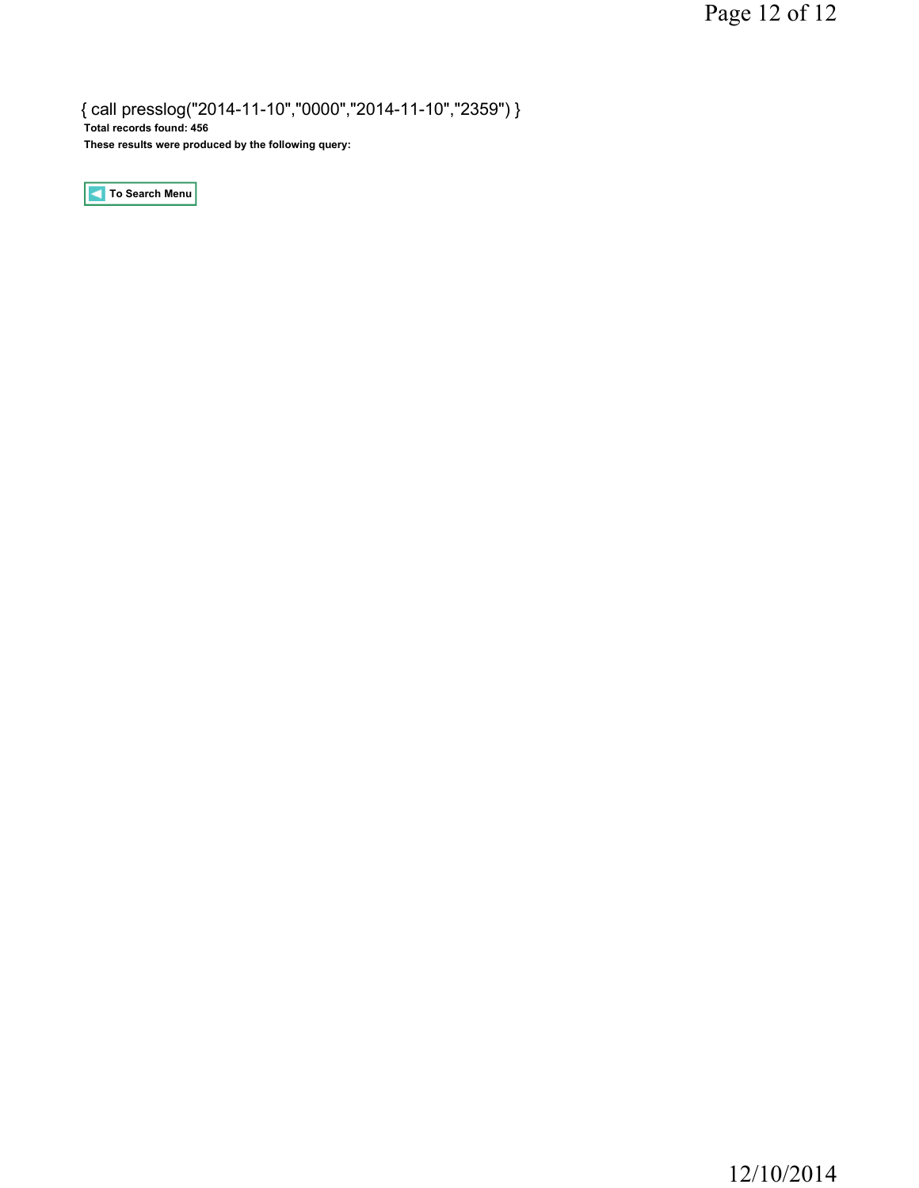{ call presslog("2014-11-10","0000","2014-11-10","2359") }

**Total records found: 456**

**These results were produced by the following query:**

**To Search Menu**